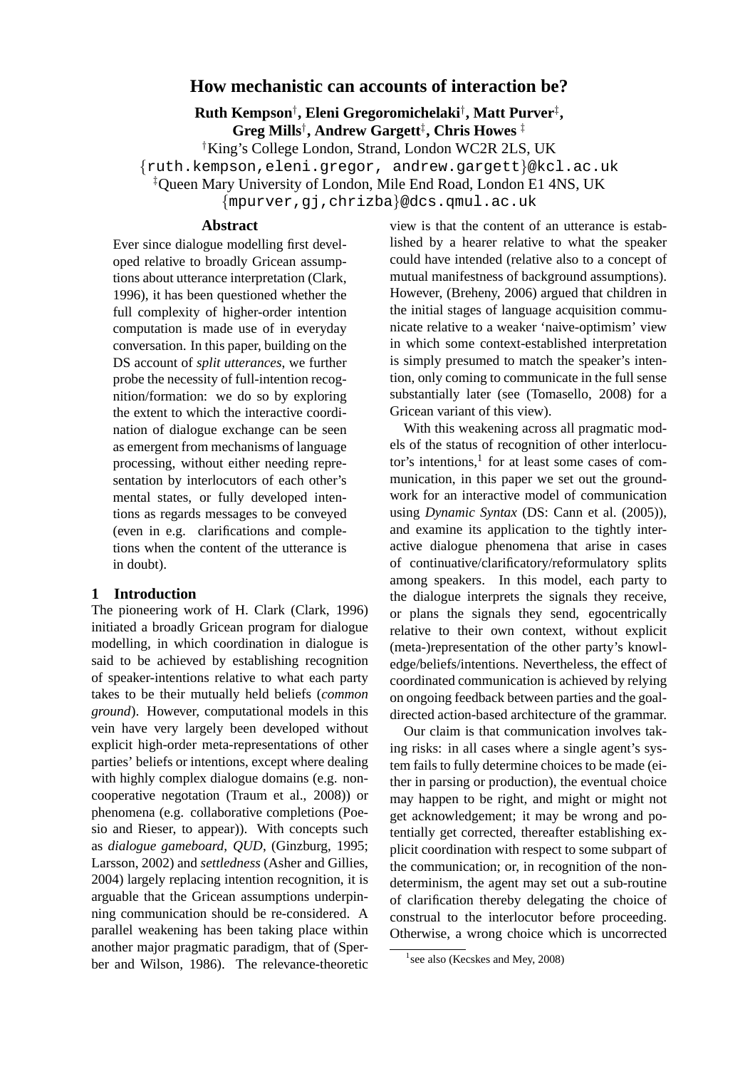# How mechanistic can accounts of interaction be?

**Ruth Kempson**[†]**, Eleni Gregoromichelaki**[†]**, Matt Purver**[‡]**,**
**Greg Mills**[†]**, Andrew Gargett**[‡]**, Chris Howes** [‡]

[†]King's College London, Strand, London WC2R 2LS, UK
{ruth.kempson,eleni.gregor, andrew.gargett}@kcl.ac.uk
[‡]Queen Mary University of London, Mile End Road, London E1 4NS, UK
{mpurver,gj,chrizba}@dcs.qmul.ac.uk

## Abstract

Ever since dialogue modelling first developed relative to broadly Gricean assumptions about utterance interpretation (Clark, 1996), it has been questioned whether the full complexity of higher-order intention computation is made use of in everyday conversation. In this paper, building on the DS account of *split utterances*, we further probe the necessity of full-intention recognition/formation: we do so by exploring the extent to which the interactive coordination of dialogue exchange can be seen as emergent from mechanisms of language processing, without either needing representation by interlocutors of each other's mental states, or fully developed intentions as regards messages to be conveyed (even in e.g. clarifications and completions when the content of the utterance is in doubt).

## 1 Introduction

The pioneering work of H. Clark (Clark, 1996) initiated a broadly Gricean program for dialogue modelling, in which coordination in dialogue is said to be achieved by establishing recognition of speaker-intentions relative to what each party takes to be their mutually held beliefs (*common ground*). However, computational models in this vein have very largely been developed without explicit high-order meta-representations of other parties' beliefs or intentions, except where dealing with highly complex dialogue domains (e.g. non-cooperative negotation (Traum et al., 2008)) or phenomena (e.g. collaborative completions (Poesio and Rieser, to appear)). With concepts such as *dialogue gameboard*, *QUD*, (Ginzburg, 1995; Larsson, 2002) and *settledness* (Asher and Gillies, 2004) largely replacing intention recognition, it is arguable that the Gricean assumptions underpinning communication should be re-considered. A parallel weakening has been taking place within another major pragmatic paradigm, that of (Sperber and Wilson, 1986). The relevance-theoretic view is that the content of an utterance is established by a hearer relative to what the speaker could have intended (relative also to a concept of mutual manifestness of background assumptions). However, (Breheny, 2006) argued that children in the initial stages of language acquisition communicate relative to a weaker 'naive-optimism' view in which some context-established interpretation is simply presumed to match the speaker's intention, only coming to communicate in the full sense substantially later (see (Tomasello, 2008) for a Gricean variant of this view).

With this weakening across all pragmatic models of the status of recognition of other interlocutor's intentions,[1] for at least some cases of communication, in this paper we set out the groundwork for an interactive model of communication using *Dynamic Syntax* (DS: Cann et al. (2005)), and examine its application to the tightly interactive dialogue phenomena that arise in cases of continuative/clarificatory/reformulatory splits among speakers. In this model, each party to the dialogue interprets the signals they receive, or plans the signals they send, egocentrically relative to their own context, without explicit (meta-)representation of the other party's knowledge/beliefs/intentions. Nevertheless, the effect of coordinated communication is achieved by relying on ongoing feedback between parties and the goal-directed action-based architecture of the grammar.

Our claim is that communication involves taking risks: in all cases where a single agent's system fails to fully determine choices to be made (either in parsing or production), the eventual choice may happen to be right, and might or might not get acknowledgement; it may be wrong and potentially get corrected, thereafter establishing explicit coordination with respect to some subpart of the communication; or, in recognition of the non-determinism, the agent may set out a sub-routine of clarification thereby delegating the choice of construal to the interlocutor before proceeding. Otherwise, a wrong choice which is uncorrected

[1] see also (Kecskes and Mey, 2008)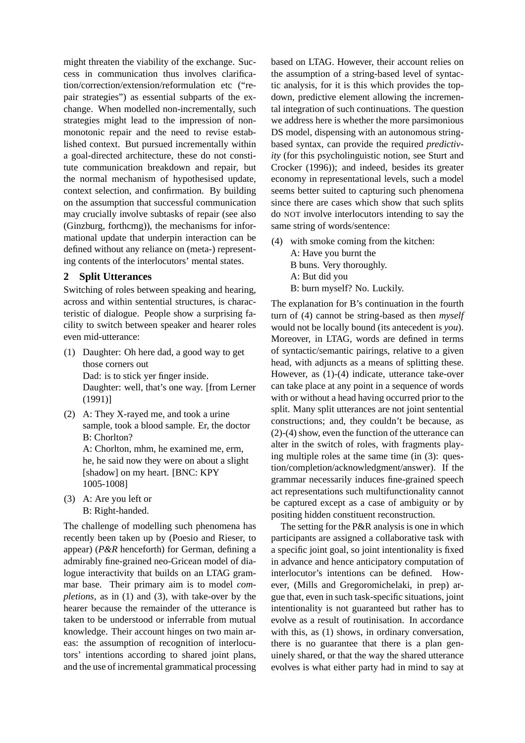might threaten the viability of the exchange. Success in communication thus involves clarification/correction/extension/reformulation etc ("repair strategies") as essential subparts of the exchange. When modelled non-incrementally, such strategies might lead to the impression of non-monotonic repair and the need to revise established context. But pursued incrementally within a goal-directed architecture, these do not constitute communication breakdown and repair, but the normal mechanism of hypothesised update, context selection, and confirmation. By building on the assumption that successful communication may crucially involve subtasks of repair (see also (Ginzburg, forthcmg)), the mechanisms for informational update that underpin interaction can be defined without any reliance on (meta-) representing contents of the interlocutors' mental states.

## 2 Split Utterances

Switching of roles between speaking and hearing, across and within sentential structures, is characteristic of dialogue. People show a surprising facility to switch between speaker and hearer roles even mid-utterance:

(1) Daughter: Oh here dad, a good way to get those corners out
    Dad: is to stick yer finger inside.
    Daughter: well, that's one way. [from Lerner (1991)]

(2) A: They X-rayed me, and took a urine sample, took a blood sample. Er, the doctor
    B: Chorlton?
    A: Chorlton, mhm, he examined me, erm, he, he said now they were on about a slight [shadow] on my heart. [BNC: KPY 1005-1008]

(3) A: Are you left or
    B: Right-handed.

The challenge of modelling such phenomena has recently been taken up by (Poesio and Rieser, to appear) (*P&R* henceforth) for German, defining a admirably fine-grained neo-Gricean model of dialogue interactivity that builds on an LTAG grammar base. Their primary aim is to model *completions*, as in (1) and (3), with take-over by the hearer because the remainder of the utterance is taken to be understood or inferrable from mutual knowledge. Their account hinges on two main areas: the assumption of recognition of interlocutors' intentions according to shared joint plans, and the use of incremental grammatical processing based on LTAG. However, their account relies on the assumption of a string-based level of syntactic analysis, for it is this which provides the top-down, predictive element allowing the incremental integration of such continuations. The question we address here is whether the more parsimonious DS model, dispensing with an autonomous string-based syntax, can provide the required *predictivity* (for this psycholinguistic notion, see Sturt and Crocker (1996)); and indeed, besides its greater economy in representational levels, such a model seems better suited to capturing such phenomena since there are cases which show that such splits do NOT involve interlocutors intending to say the same string of words/sentence:

(4) with smoke coming from the kitchen:
    A: Have you burnt the
    B buns. Very thoroughly.
    A: But did you
    B: burn myself? No. Luckily.

The explanation for B's continuation in the fourth turn of (4) cannot be string-based as then *myself* would not be locally bound (its antecedent is *you*). Moreover, in LTAG, words are defined in terms of syntactic/semantic pairings, relative to a given head, with adjuncts as a means of splitting these. However, as (1)-(4) indicate, utterance take-over can take place at any point in a sequence of words with or without a head having occurred prior to the split. Many split utterances are not joint sentential constructions; and, they couldn't be because, as (2)-(4) show, even the function of the utterance can alter in the switch of roles, with fragments playing multiple roles at the same time (in (3): question/completion/acknowledgment/answer). If the grammar necessarily induces fine-grained speech act representations such multifunctionality cannot be captured except as a case of ambiguity or by positing hidden constituent reconstruction.

The setting for the P&R analysis is one in which participants are assigned a collaborative task with a specific joint goal, so joint intentionality is fixed in advance and hence anticipatory computation of interlocutor's intentions can be defined. However, (Mills and Gregoromichelaki, in prep) argue that, even in such task-specific situations, joint intentionality is not guaranteed but rather has to evolve as a result of routinisation. In accordance with this, as (1) shows, in ordinary conversation, there is no guarantee that there is a plan genuinely shared, or that the way the shared utterance evolves is what either party had in mind to say at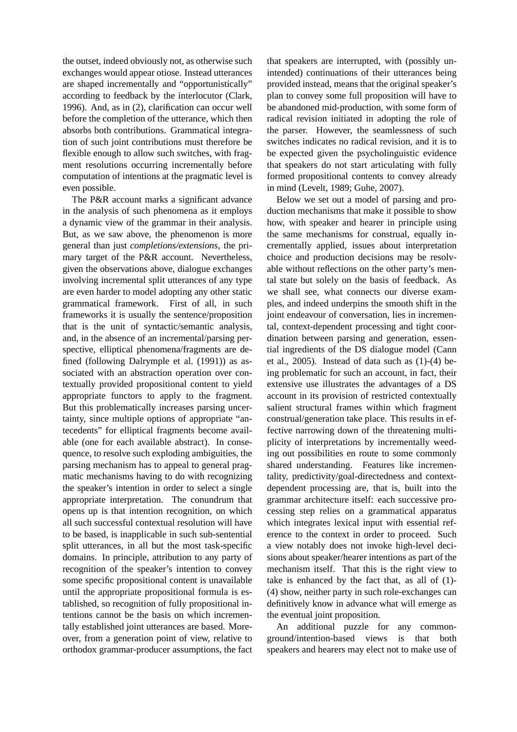the outset, indeed obviously not, as otherwise such exchanges would appear otiose. Instead utterances are shaped incrementally and "opportunistically" according to feedback by the interlocutor (Clark, 1996). And, as in (2), clarification can occur well before the completion of the utterance, which then absorbs both contributions. Grammatical integration of such joint contributions must therefore be flexible enough to allow such switches, with fragment resolutions occurring incrementally before computation of intentions at the pragmatic level is even possible.

The P&R account marks a significant advance in the analysis of such phenomena as it employs a dynamic view of the grammar in their analysis. But, as we saw above, the phenomenon is more general than just *completions/extensions*, the primary target of the P&R account. Nevertheless, given the observations above, dialogue exchanges involving incremental split utterances of any type are even harder to model adopting any other static grammatical framework. First of all, in such frameworks it is usually the sentence/proposition that is the unit of syntactic/semantic analysis, and, in the absence of an incremental/parsing perspective, elliptical phenomena/fragments are defined (following Dalrymple et al. (1991)) as associated with an abstraction operation over contextually provided propositional content to yield appropriate functors to apply to the fragment. But this problematically increases parsing uncertainty, since multiple options of appropriate "antecedents" for elliptical fragments become available (one for each available abstract). In consequence, to resolve such exploding ambiguities, the parsing mechanism has to appeal to general pragmatic mechanisms having to do with recognizing the speaker's intention in order to select a single appropriate interpretation. The conundrum that opens up is that intention recognition, on which all such successful contextual resolution will have to be based, is inapplicable in such sub-sentential split utterances, in all but the most task-specific domains. In principle, attribution to any party of recognition of the speaker's intention to convey some specific propositional content is unavailable until the appropriate propositional formula is established, so recognition of fully propositional intentions cannot be the basis on which incrementally established joint utterances are based. Moreover, from a generation point of view, relative to orthodox grammar-producer assumptions, the fact that speakers are interrupted, with (possibly unintended) continuations of their utterances being provided instead, means that the original speaker's plan to convey some full proposition will have to be abandoned mid-production, with some form of radical revision initiated in adopting the role of the parser. However, the seamlessness of such switches indicates no radical revision, and it is to be expected given the psycholinguistic evidence that speakers do not start articulating with fully formed propositional contents to convey already in mind (Levelt, 1989; Guhe, 2007).

Below we set out a model of parsing and production mechanisms that make it possible to show how, with speaker and hearer in principle using the same mechanisms for construal, equally incrementally applied, issues about interpretation choice and production decisions may be resolvable without reflections on the other party's mental state but solely on the basis of feedback. As we shall see, what connects our diverse examples, and indeed underpins the smooth shift in the joint endeavour of conversation, lies in incremental, context-dependent processing and tight coordination between parsing and generation, essential ingredients of the DS dialogue model (Cann et al., 2005). Instead of data such as (1)-(4) being problematic for such an account, in fact, their extensive use illustrates the advantages of a DS account in its provision of restricted contextually salient structural frames within which fragment construal/generation take place. This results in effective narrowing down of the threatening multiplicity of interpretations by incrementally weeding out possibilities en route to some commonly shared understanding. Features like incrementality, predictivity/goal-directedness and context-dependent processing are, that is, built into the grammar architecture itself: each successive processing step relies on a grammatical apparatus which integrates lexical input with essential reference to the context in order to proceed. Such a view notably does not invoke high-level decisions about speaker/hearer intentions as part of the mechanism itself. That this is the right view to take is enhanced by the fact that, as all of (1)-(4) show, neither party in such role-exchanges can definitively know in advance what will emerge as the eventual joint proposition.

An additional puzzle for any common-ground/intention-based views is that both speakers and hearers may elect not to make use of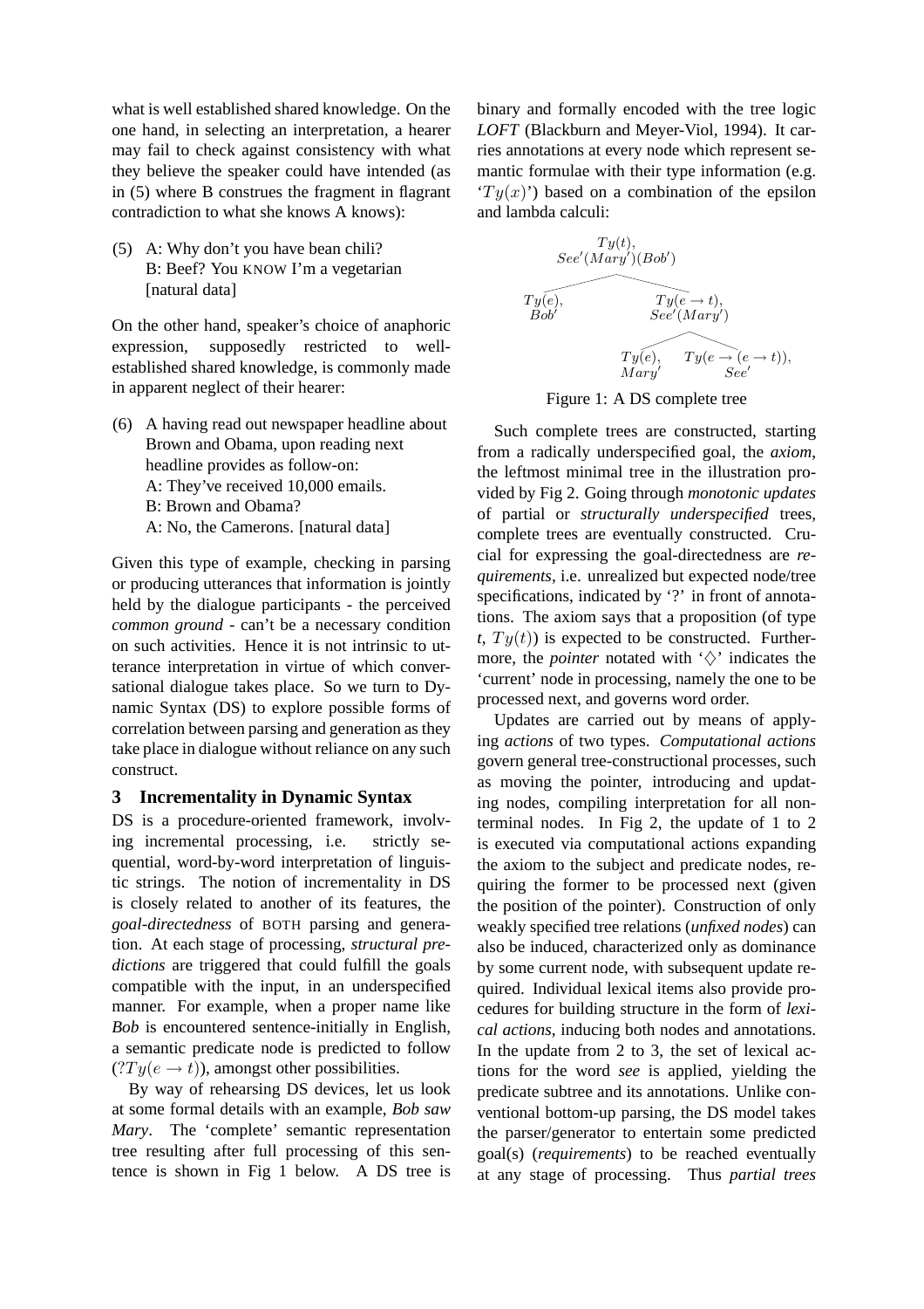what is well established shared knowledge. On the one hand, in selecting an interpretation, a hearer may fail to check against consistency with what they believe the speaker could have intended (as in (5) where B construes the fragment in flagrant contradiction to what she knows A knows):

(5) A: Why don't you have bean chili?
B: Beef? You KNOW I'm a vegetarian
[natural data]

On the other hand, speaker's choice of anaphoric expression, supposedly restricted to well-established shared knowledge, is commonly made in apparent neglect of their hearer:

(6) A having read out newspaper headline about Brown and Obama, upon reading next headline provides as follow-on:
A: They've received 10,000 emails.
B: Brown and Obama?
A: No, the Camerons. [natural data]

Given this type of example, checking in parsing or producing utterances that information is jointly held by the dialogue participants - the perceived *common ground* - can't be a necessary condition on such activities. Hence it is not intrinsic to utterance interpretation in virtue of which conversational dialogue takes place. So we turn to Dynamic Syntax (DS) to explore possible forms of correlation between parsing and generation as they take place in dialogue without reliance on any such construct.

## 3 Incrementality in Dynamic Syntax

DS is a procedure-oriented framework, involving incremental processing, i.e. strictly sequential, word-by-word interpretation of linguistic strings. The notion of incrementality in DS is closely related to another of its features, the *goal-directedness* of BOTH parsing and generation. At each stage of processing, *structural predictions* are triggered that could fulfill the goals compatible with the input, in an underspecified manner. For example, when a proper name like *Bob* is encountered sentence-initially in English, a semantic predicate node is predicted to follow ($?Ty(e \rightarrow t)$), amongst other possibilities.

By way of rehearsing DS devices, let us look at some formal details with an example, *Bob saw Mary*. The 'complete' semantic representation tree resulting after full processing of this sentence is shown in Fig 1 below. A DS tree is binary and formally encoded with the tree logic *LOFT* (Blackburn and Meyer-Viol, 1994). It carries annotations at every node which represent semantic formulae with their type information (e.g. '$Ty(x)$') based on a combination of the epsilon and lambda calculi:

$$
\begin{array}{c}
Ty(t), \; See'(Mary')(Bob') \\
\swarrow \qquad \searrow \\
Ty(e), \; Bob' \qquad Ty(e \rightarrow t), \; See'(Mary') \\
\qquad\qquad \swarrow \qquad \searrow \\
\qquad\qquad Ty(e), \; Mary' \qquad Ty(e \rightarrow (e \rightarrow t)), \; See'
\end{array}
$$

Figure 1: A DS complete tree

Such complete trees are constructed, starting from a radically underspecified goal, the *axiom*, the leftmost minimal tree in the illustration provided by Fig 2. Going through *monotonic updates* of partial or *structurally underspecified* trees, complete trees are eventually constructed. Crucial for expressing the goal-directedness are *requirements*, i.e. unrealized but expected node/tree specifications, indicated by '?' in front of annotations. The axiom says that a proposition (of type *t*, $Ty(t)$) is expected to be constructed. Furthermore, the *pointer* notated with '$\diamondsuit$' indicates the 'current' node in processing, namely the one to be processed next, and governs word order.

Updates are carried out by means of applying *actions* of two types. *Computational actions* govern general tree-constructional processes, such as moving the pointer, introducing and updating nodes, compiling interpretation for all non-terminal nodes. In Fig 2, the update of 1 to 2 is executed via computational actions expanding the axiom to the subject and predicate nodes, requiring the former to be processed next (given the position of the pointer). Construction of only weakly specified tree relations (*unfixed nodes*) can also be induced, characterized only as dominance by some current node, with subsequent update required. Individual lexical items also provide procedures for building structure in the form of *lexical actions*, inducing both nodes and annotations. In the update from 2 to 3, the set of lexical actions for the word *see* is applied, yielding the predicate subtree and its annotations. Unlike conventional bottom-up parsing, the DS model takes the parser/generator to entertain some predicted goal(s) (*requirements*) to be reached eventually at any stage of processing. Thus *partial trees*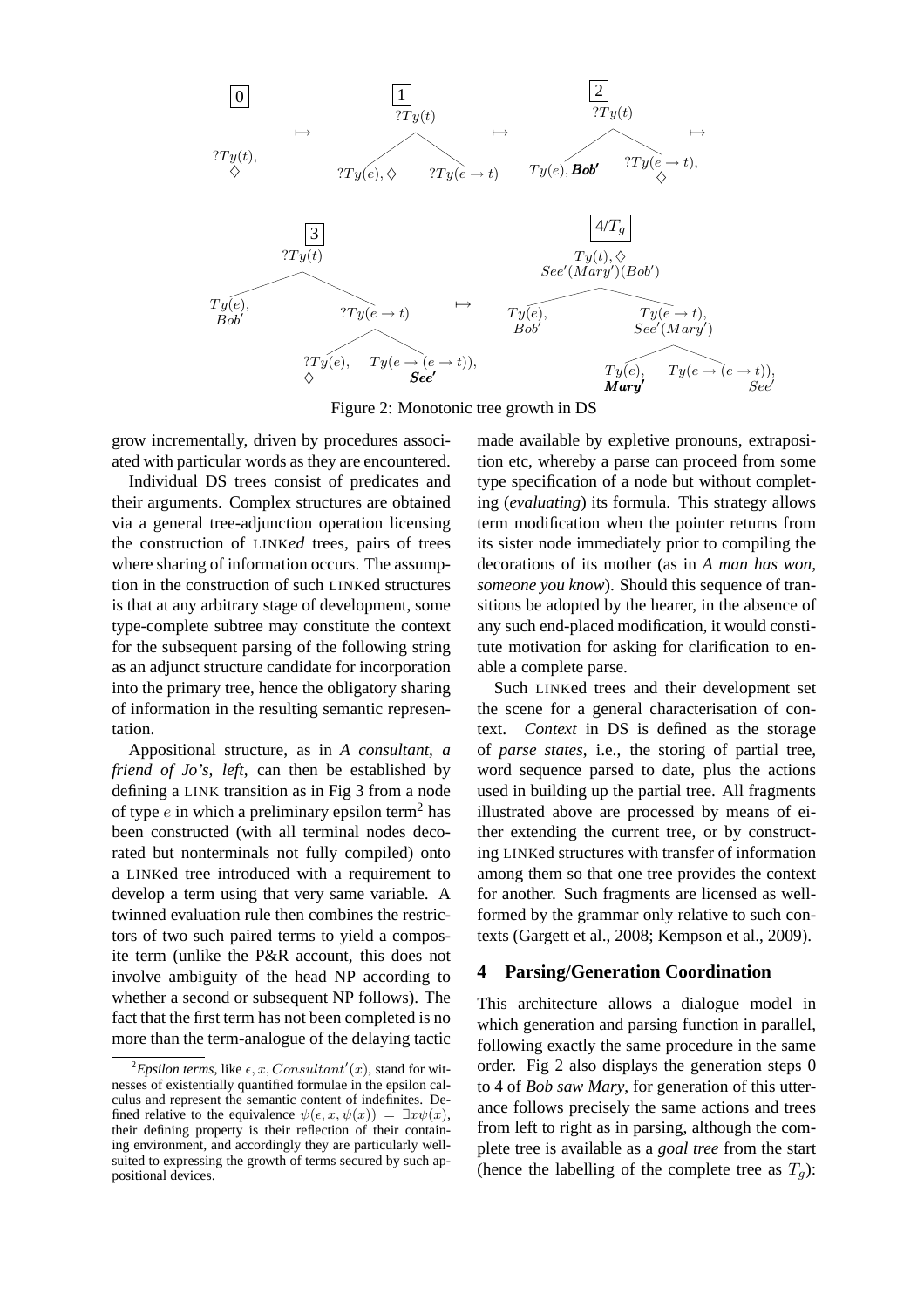Figure 2: Monotonic tree growth in DS

grow incrementally, driven by procedures associated with particular words as they are encountered.

Individual DS trees consist of predicates and their arguments. Complex structures are obtained via a general tree-adjunction operation licensing the construction of LINK*ed* trees, pairs of trees where sharing of information occurs. The assumption in the construction of such LINKed structures is that at any arbitrary stage of development, some type-complete subtree may constitute the context for the subsequent parsing of the following string as an adjunct structure candidate for incorporation into the primary tree, hence the obligatory sharing of information in the resulting semantic representation.

Appositional structure, as in *A consultant, a friend of Jo's, left*, can then be established by defining a LINK transition as in Fig 3 from a node of type $e$ in which a preliminary epsilon term[2] has been constructed (with all terminal nodes decorated but nonterminals not fully compiled) onto a LINKed tree introduced with a requirement to develop a term using that very same variable. A twinned evaluation rule then combines the restrictors of two such paired terms to yield a composite term (unlike the P&R account, this does not involve ambiguity of the head NP according to whether a second or subsequent NP follows). The fact that the first term has not been completed is no more than the term-analogue of the delaying tactic made available by expletive pronouns, extraposition etc, whereby a parse can proceed from some type specification of a node but without completing (*evaluating*) its formula. This strategy allows term modification when the pointer returns from its sister node immediately prior to compiling the decorations of its mother (as in *A man has won, someone you know*). Should this sequence of transitions be adopted by the hearer, in the absence of any such end-placed modification, it would constitute motivation for asking for clarification to enable a complete parse.

Such LINKed trees and their development set the scene for a general characterisation of context. *Context* in DS is defined as the storage of *parse states*, i.e., the storing of partial tree, word sequence parsed to date, plus the actions used in building up the partial tree. All fragments illustrated above are processed by means of either extending the current tree, or by constructing LINKed structures with transfer of information among them so that one tree provides the context for another. Such fragments are licensed as well-formed by the grammar only relative to such contexts (Gargett et al., 2008; Kempson et al., 2009).

## 4 Parsing/Generation Coordination

This architecture allows a dialogue model in which generation and parsing function in parallel, following exactly the same procedure in the same order. Fig 2 also displays the generation steps 0 to 4 of *Bob saw Mary*, for generation of this utterance follows precisely the same actions and trees from left to right as in parsing, although the complete tree is available as a *goal tree* from the start (hence the labelling of the complete tree as $T_g$):

[2] *Epsilon terms*, like $\epsilon, x, Consultant'(x)$, stand for witnesses of existentially quantified formulae in the epsilon calculus and represent the semantic content of indefinites. Defined relative to the equivalence $\psi(\epsilon, x, \psi(x)) = \exists x \psi(x)$, their defining property is their reflection of their containing environment, and accordingly they are particularly well-suited to expressing the growth of terms secured by such appositional devices.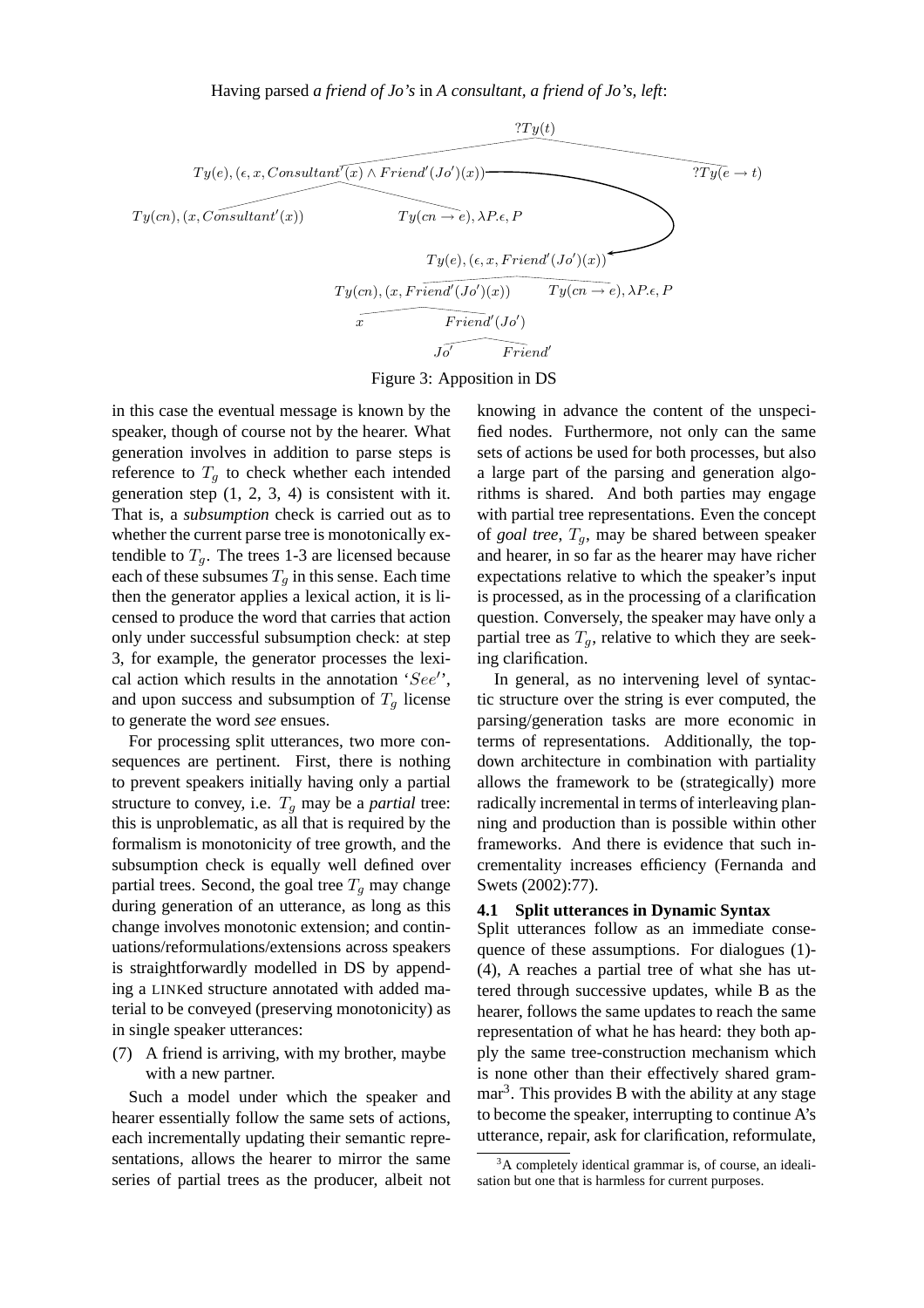Having parsed *a friend of Jo's* in *A consultant, a friend of Jo's, left*:

$?Ty(t)$

$Ty(e), (\epsilon, x, Consultant'(x) \wedge Friend'(Jo')(x))$ $\quad$ $?Ty(e \rightarrow t)$

$Ty(cn), (x, Consultant'(x))$ $\quad$ $Ty(cn \rightarrow e), \lambda P.\epsilon, P$

$Ty(e), (\epsilon, x, Friend'(Jo')(x))$

$Ty(cn), (x, Friend'(Jo')(x))$ $\quad$ $Ty(cn \rightarrow e), \lambda P.\epsilon, P$

$x$ $\quad$ $Friend'(Jo')$

$Jo'$ $\quad$ $Friend'$

Figure 3: Apposition in DS

in this case the eventual message is known by the speaker, though of course not by the hearer. What generation involves in addition to parse steps is reference to $T_g$ to check whether each intended generation step (1, 2, 3, 4) is consistent with it. That is, a *subsumption* check is carried out as to whether the current parse tree is monotonically extendible to $T_g$. The trees 1-3 are licensed because each of these subsumes $T_g$ in this sense. Each time then the generator applies a lexical action, it is licensed to produce the word that carries that action only under successful subsumption check: at step 3, for example, the generator processes the lexical action which results in the annotation '$See'$', and upon success and subsumption of $T_g$ license to generate the word *see* ensues.

For processing split utterances, two more consequences are pertinent. First, there is nothing to prevent speakers initially having only a partial structure to convey, i.e. $T_g$ may be a *partial* tree: this is unproblematic, as all that is required by the formalism is monotonicity of tree growth, and the subsumption check is equally well defined over partial trees. Second, the goal tree $T_g$ may change during generation of an utterance, as long as this change involves monotonic extension; and continuations/reformulations/extensions across speakers is straightforwardly modelled in DS by appending a LINKed structure annotated with added material to be conveyed (preserving monotonicity) as in single speaker utterances:

(7) A friend is arriving, with my brother, maybe with a new partner.

Such a model under which the speaker and hearer essentially follow the same sets of actions, each incrementally updating their semantic representations, allows the hearer to mirror the same series of partial trees as the producer, albeit not knowing in advance the content of the unspecified nodes. Furthermore, not only can the same sets of actions be used for both processes, but also a large part of the parsing and generation algorithms is shared. And both parties may engage with partial tree representations. Even the concept of *goal tree*, $T_g$, may be shared between speaker and hearer, in so far as the hearer may have richer expectations relative to which the speaker's input is processed, as in the processing of a clarification question. Conversely, the speaker may have only a partial tree as $T_g$, relative to which they are seeking clarification.

In general, as no intervening level of syntactic structure over the string is ever computed, the parsing/generation tasks are more economic in terms of representations. Additionally, the top-down architecture in combination with partiality allows the framework to be (strategically) more radically incremental in terms of interleaving planning and production than is possible within other frameworks. And there is evidence that such incrementality increases efficiency (Fernanda and Swets (2002):77).

### 4.1 Split utterances in Dynamic Syntax

Split utterances follow as an immediate consequence of these assumptions. For dialogues (1)-(4), A reaches a partial tree of what she has uttered through successive updates, while B as the hearer, follows the same updates to reach the same representation of what he has heard: they both apply the same tree-construction mechanism which is none other than their effectively shared grammar[3]. This provides B with the ability at any stage to become the speaker, interrupting to continue A's utterance, repair, ask for clarification, reformulate,

[3] A completely identical grammar is, of course, an idealisation but one that is harmless for current purposes.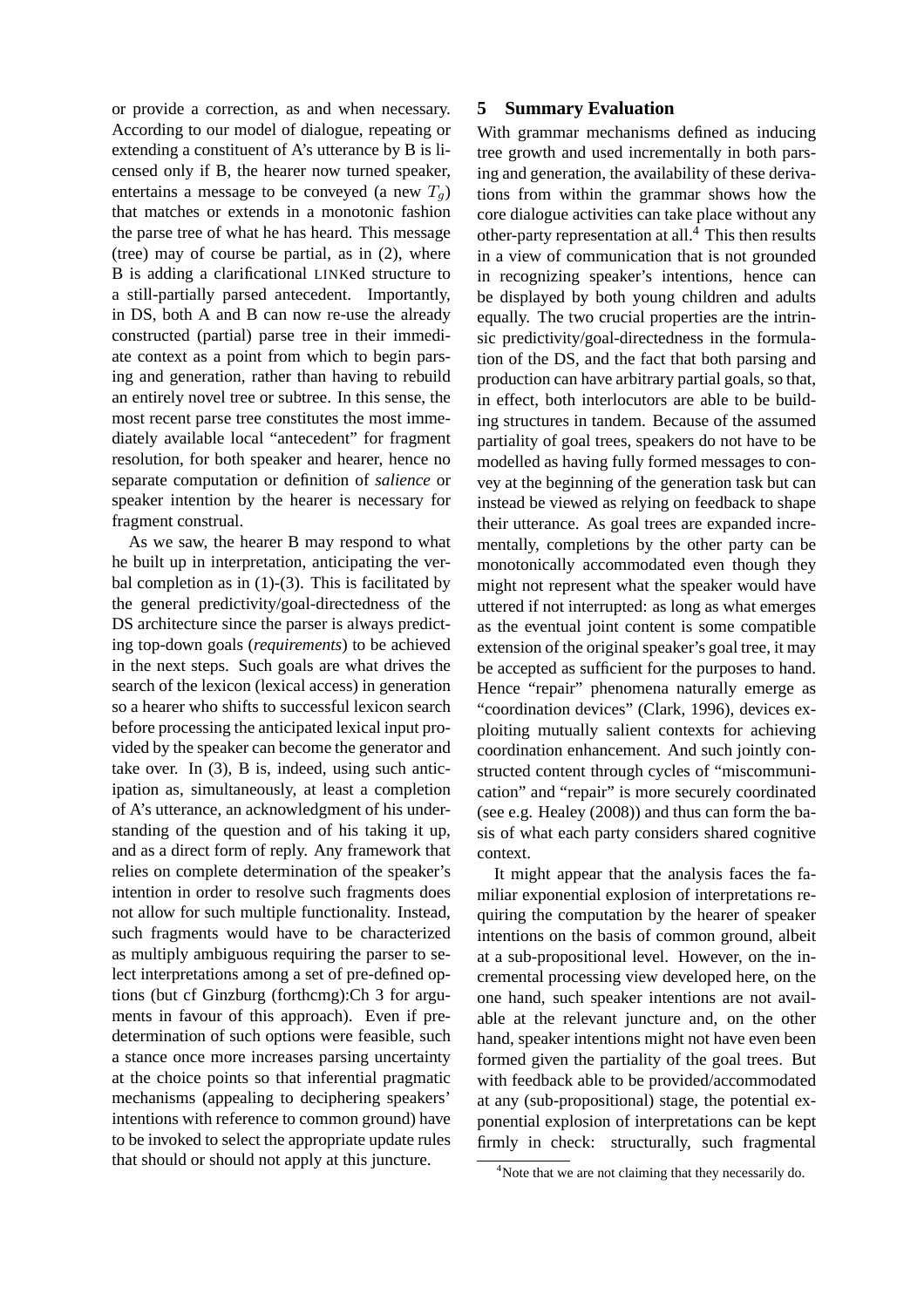or provide a correction, as and when necessary. According to our model of dialogue, repeating or extending a constituent of A's utterance by B is licensed only if B, the hearer now turned speaker, entertains a message to be conveyed (a new $T_g$) that matches or extends in a monotonic fashion the parse tree of what he has heard. This message (tree) may of course be partial, as in (2), where B is adding a clarificational LINKed structure to a still-partially parsed antecedent. Importantly, in DS, both A and B can now re-use the already constructed (partial) parse tree in their immediate context as a point from which to begin parsing and generation, rather than having to rebuild an entirely novel tree or subtree. In this sense, the most recent parse tree constitutes the most immediately available local "antecedent" for fragment resolution, for both speaker and hearer, hence no separate computation or definition of *salience* or speaker intention by the hearer is necessary for fragment construal.

As we saw, the hearer B may respond to what he built up in interpretation, anticipating the verbal completion as in (1)-(3). This is facilitated by the general predictivity/goal-directedness of the DS architecture since the parser is always predicting top-down goals (*requirements*) to be achieved in the next steps. Such goals are what drives the search of the lexicon (lexical access) in generation so a hearer who shifts to successful lexicon search before processing the anticipated lexical input provided by the speaker can become the generator and take over. In (3), B is, indeed, using such anticipation as, simultaneously, at least a completion of A's utterance, an acknowledgment of his understanding of the question and of his taking it up, and as a direct form of reply. Any framework that relies on complete determination of the speaker's intention in order to resolve such fragments does not allow for such multiple functionality. Instead, such fragments would have to be characterized as multiply ambiguous requiring the parser to select interpretations among a set of pre-defined options (but cf Ginzburg (forthcmg):Ch 3 for arguments in favour of this approach). Even if predetermination of such options were feasible, such a stance once more increases parsing uncertainty at the choice points so that inferential pragmatic mechanisms (appealing to deciphering speakers' intentions with reference to common ground) have to be invoked to select the appropriate update rules that should or should not apply at this juncture.

## 5 Summary Evaluation

With grammar mechanisms defined as inducing tree growth and used incrementally in both parsing and generation, the availability of these derivations from within the grammar shows how the core dialogue activities can take place without any other-party representation at all.[4] This then results in a view of communication that is not grounded in recognizing speaker's intentions, hence can be displayed by both young children and adults equally. The two crucial properties are the intrinsic predictivity/goal-directedness in the formulation of the DS, and the fact that both parsing and production can have arbitrary partial goals, so that, in effect, both interlocutors are able to be building structures in tandem. Because of the assumed partiality of goal trees, speakers do not have to be modelled as having fully formed messages to convey at the beginning of the generation task but can instead be viewed as relying on feedback to shape their utterance. As goal trees are expanded incrementally, completions by the other party can be monotonically accommodated even though they might not represent what the speaker would have uttered if not interrupted: as long as what emerges as the eventual joint content is some compatible extension of the original speaker's goal tree, it may be accepted as sufficient for the purposes to hand. Hence "repair" phenomena naturally emerge as "coordination devices" (Clark, 1996), devices exploiting mutually salient contexts for achieving coordination enhancement. And such jointly constructed content through cycles of "miscommunication" and "repair" is more securely coordinated (see e.g. Healey (2008)) and thus can form the basis of what each party considers shared cognitive context.

It might appear that the analysis faces the familiar exponential explosion of interpretations requiring the computation by the hearer of speaker intentions on the basis of common ground, albeit at a sub-propositional level. However, on the incremental processing view developed here, on the one hand, such speaker intentions are not available at the relevant juncture and, on the other hand, speaker intentions might not have even been formed given the partiality of the goal trees. But with feedback able to be provided/accommodated at any (sub-propositional) stage, the potential exponential explosion of interpretations can be kept firmly in check: structurally, such fragmental

[4] Note that we are not claiming that they necessarily do.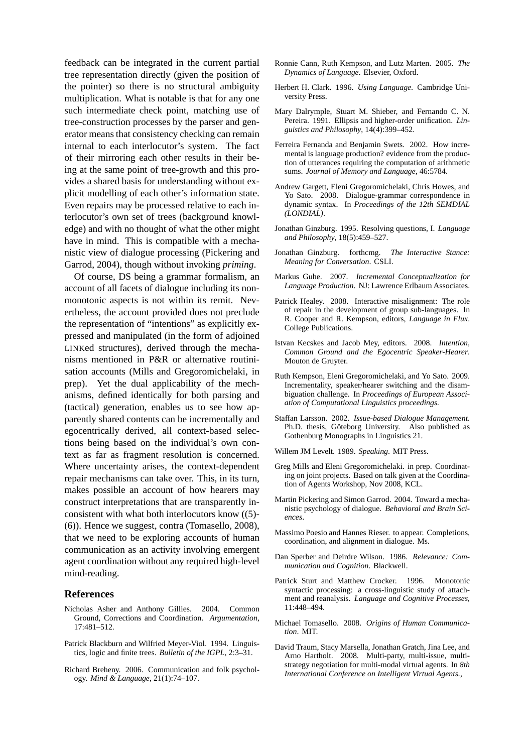feedback can be integrated in the current partial tree representation directly (given the position of the pointer) so there is no structural ambiguity multiplication. What is notable is that for any one such intermediate check point, matching use of tree-construction processes by the parser and generator means that consistency checking can remain internal to each interlocutor's system. The fact of their mirroring each other results in their being at the same point of tree-growth and this provides a shared basis for understanding without explicit modelling of each other's information state. Even repairs may be processed relative to each interlocutor's own set of trees (background knowledge) and with no thought of what the other might have in mind. This is compatible with a mechanistic view of dialogue processing (Pickering and Garrod, 2004), though without invoking *priming*.

Of course, DS being a grammar formalism, an account of all facets of dialogue including its non-monotonic aspects is not within its remit. Nevertheless, the account provided does not preclude the representation of "intentions" as explicitly expressed and manipulated (in the form of adjoined LINKed structures), derived through the mechanisms mentioned in P&R or alternative routinisation accounts (Mills and Gregoromichelaki, in prep). Yet the dual applicability of the mechanisms, defined identically for both parsing and (tactical) generation, enables us to see how apparently shared contents can be incrementally and egocentrically derived, all context-based selections being based on the individual's own context as far as fragment resolution is concerned. Where uncertainty arises, the context-dependent repair mechanisms can take over. This, in its turn, makes possible an account of how hearers may construct interpretations that are transparently inconsistent with what both interlocutors know ((5)-(6)). Hence we suggest, contra (Tomasello, 2008), that we need to be exploring accounts of human communication as an activity involving emergent agent coordination without any required high-level mind-reading.

## References

Nicholas Asher and Anthony Gillies. 2004. Common Ground, Corrections and Coordination. *Argumentation*, 17:481–512.

Patrick Blackburn and Wilfried Meyer-Viol. 1994. Linguistics, logic and finite trees. *Bulletin of the IGPL*, 2:3–31.

Richard Breheny. 2006. Communication and folk psychology. *Mind & Language*, 21(1):74–107.

Ronnie Cann, Ruth Kempson, and Lutz Marten. 2005. *The Dynamics of Language*. Elsevier, Oxford.

Herbert H. Clark. 1996. *Using Language*. Cambridge University Press.

Mary Dalrymple, Stuart M. Shieber, and Fernando C. N. Pereira. 1991. Ellipsis and higher-order unification. *Linguistics and Philosophy*, 14(4):399–452.

Ferreira Fernanda and Benjamin Swets. 2002. How incremental is language production? evidence from the production of utterances requiring the computation of arithmetic sums. *Journal of Memory and Language*, 46:5784.

Andrew Gargett, Eleni Gregoromichelaki, Chris Howes, and Yo Sato. 2008. Dialogue-grammar correspondence in dynamic syntax. In *Proceedings of the 12th SEMDIAL (LONDIAL)*.

Jonathan Ginzburg. 1995. Resolving questions, I. *Language and Philosophy*, 18(5):459–527.

Jonathan Ginzburg. forthcmg. *The Interactive Stance: Meaning for Conversation*. CSLI.

Markus Guhe. 2007. *Incremental Conceptualization for Language Production*. NJ: Lawrence Erlbaum Associates.

Patrick Healey. 2008. Interactive misalignment: The role of repair in the development of group sub-languages. In R. Cooper and R. Kempson, editors, *Language in Flux*. College Publications.

Istvan Kecskes and Jacob Mey, editors. 2008. *Intention, Common Ground and the Egocentric Speaker-Hearer*. Mouton de Gruyter.

Ruth Kempson, Eleni Gregoromichelaki, and Yo Sato. 2009. Incrementality, speaker/hearer switching and the disambiguation challenge. In *Proceedings of European Association of Computational Linguistics proceedings.*

Staffan Larsson. 2002. *Issue-based Dialogue Management*. Ph.D. thesis, Göteborg University. Also published as Gothenburg Monographs in Linguistics 21.

Willem JM Levelt. 1989. *Speaking*. MIT Press.

Greg Mills and Eleni Gregoromichelaki. in prep. Coordinating on joint projects. Based on talk given at the Coordination of Agents Workshop, Nov 2008, KCL.

Martin Pickering and Simon Garrod. 2004. Toward a mechanistic psychology of dialogue. *Behavioral and Brain Sciences*.

Massimo Poesio and Hannes Rieser. to appear. Completions, coordination, and alignment in dialogue. Ms.

Dan Sperber and Deirdre Wilson. 1986. *Relevance: Communication and Cognition*. Blackwell.

Patrick Sturt and Matthew Crocker. 1996. Monotonic syntactic processing: a cross-linguistic study of attachment and reanalysis. *Language and Cognitive Processes*, 11:448–494.

Michael Tomasello. 2008. *Origins of Human Communication*. MIT.

David Traum, Stacy Marsella, Jonathan Gratch, Jina Lee, and Arno Hartholt. 2008. Multi-party, multi-issue, multi-strategy negotiation for multi-modal virtual agents. In *8th International Conference on Intelligent Virtual Agents.*,